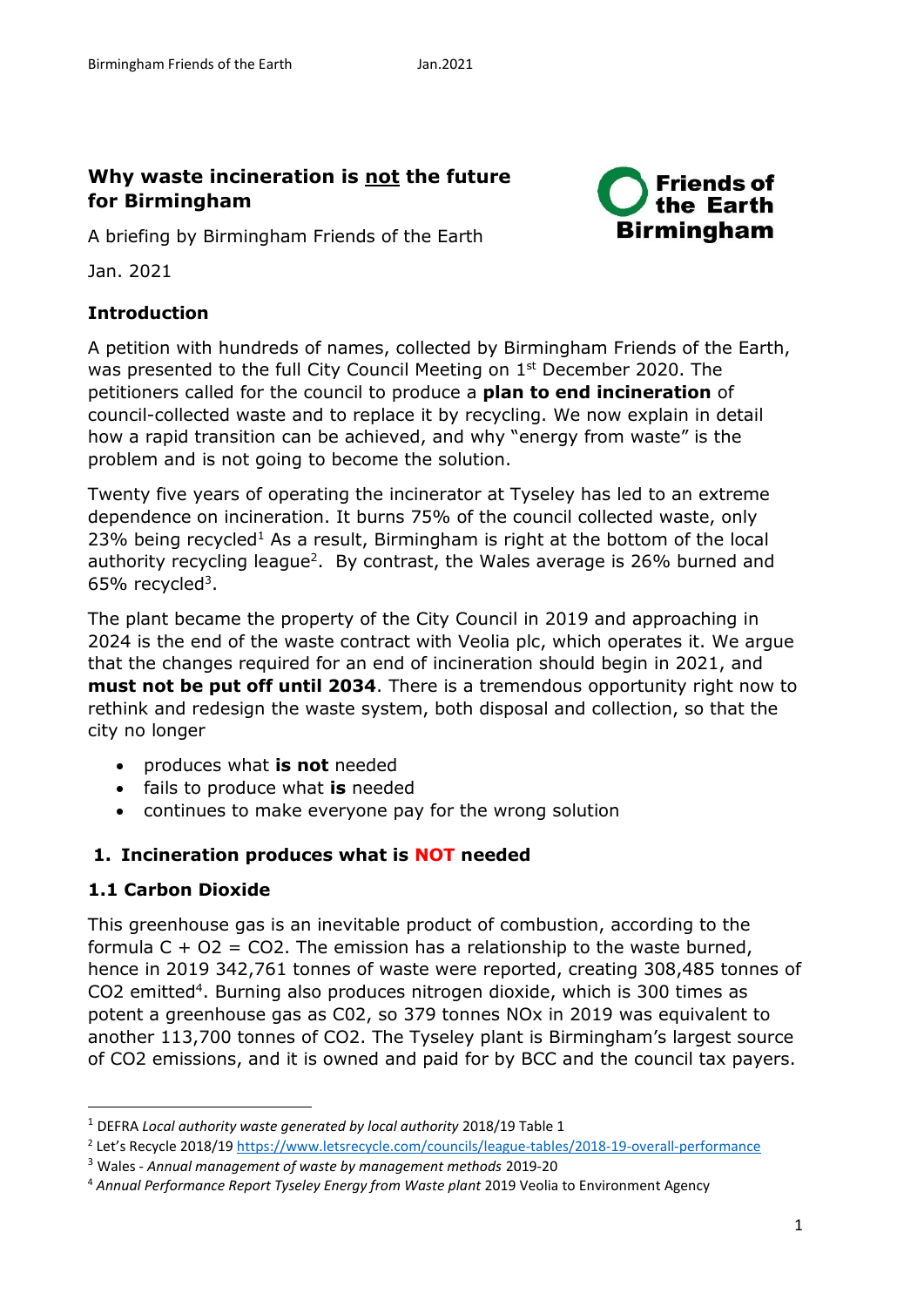# Why waste incineration is not the future for Birmingham

A briefing by Birmingham Friends of the Earth

Jan. 2021

## Introduction

A petition with hundreds of names, collected by Birmingham Friends of the Earth, was presented to the full City Council Meeting on 1st December 2020. The petitioners called for the council to produce a **plan to end incineration** of council-collected waste and to replace it by recycling. We now explain in detail how a rapid transition can be achieved, and why "energy from waste" is the problem and is not going to become the solution.

Twenty five years of operating the incinerator at Tyseley has led to an extreme dependence on incineration. It burns 75% of the council collected waste, only 23% being recycled[1] As a result, Birmingham is right at the bottom of the local authority recycling league[2]. By contrast, the Wales average is 26% burned and 65% recycled[3].

The plant became the property of the City Council in 2019 and approaching in 2024 is the end of the waste contract with Veolia plc, which operates it. We argue that the changes required for an end of incineration should begin in 2021, and **must not be put off until 2034**. There is a tremendous opportunity right now to rethink and redesign the waste system, both disposal and collection, so that the city no longer

- produces what **is not** needed
- fails to produce what **is** needed
- continues to make everyone pay for the wrong solution

## 1. Incineration produces what is NOT needed

### 1.1 Carbon Dioxide

This greenhouse gas is an inevitable product of combustion, according to the formula $C + O_2 = CO_2$. The emission has a relationship to the waste burned, hence in 2019 342,761 tonnes of waste were reported, creating 308,485 tonnes of $CO_2$ emitted[4]. Burning also produces nitrogen dioxide, which is 300 times as potent a greenhouse gas as $CO_2$, so 379 tonnes NOx in 2019 was equivalent to another 113,700 tonnes of $CO_2$. The Tyseley plant is Birmingham's largest source of $CO_2$ emissions, and it is owned and paid for by BCC and the council tax payers.

---

[1] DEFRA *Local authority waste generated by local authority* 2018/19 Table 1

[2] Let's Recycle 2018/19 https://www.letsrecycle.com/councils/league-tables/2018-19-overall-performance

[3] Wales - *Annual management of waste by management methods* 2019-20

[4] *Annual Performance Report Tyseley Energy from Waste plant* 2019 Veolia to Environment Agency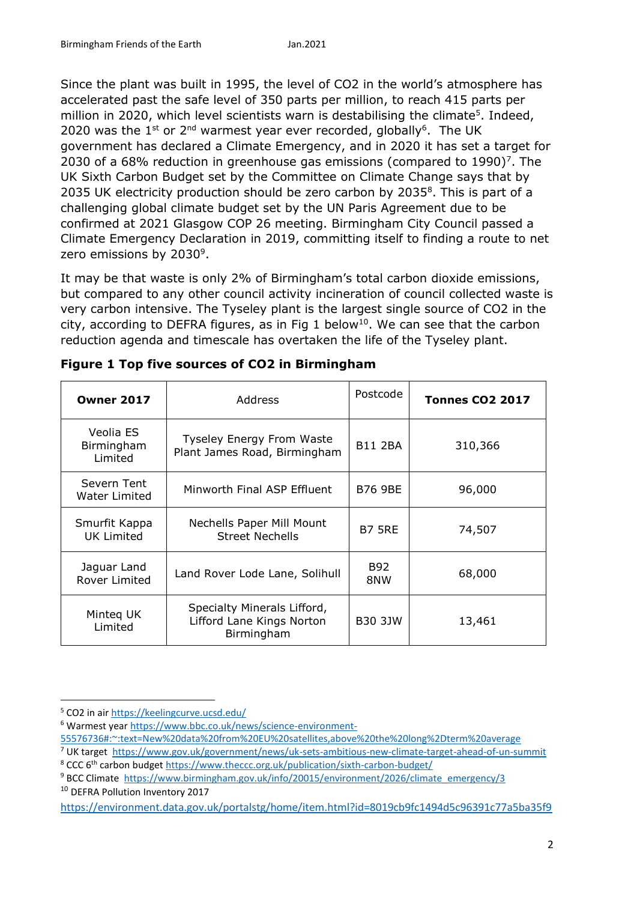Since the plant was built in 1995, the level of $CO_2$ in the world's atmosphere has accelerated past the safe level of 350 parts per million, to reach 415 parts per million in 2020, which level scientists warn is destabilising the climate[5]. Indeed, 2020 was the 1st or 2nd warmest year ever recorded, globally[6]. The UK government has declared a Climate Emergency, and in 2020 it has set a target for 2030 of a 68% reduction in greenhouse gas emissions (compared to 1990)[7]. The UK Sixth Carbon Budget set by the Committee on Climate Change says that by 2035 UK electricity production should be zero carbon by 2035[8]. This is part of a challenging global climate budget set by the UN Paris Agreement due to be confirmed at 2021 Glasgow COP 26 meeting. Birmingham City Council passed a Climate Emergency Declaration in 2019, committing itself to finding a route to net zero emissions by 2030[9].

It may be that waste is only 2% of Birmingham's total carbon dioxide emissions, but compared to any other council activity incineration of council collected waste is very carbon intensive. The Tyseley plant is the largest single source of $CO_2$ in the city, according to DEFRA figures, as in Fig 1 below[10]. We can see that the carbon reduction agenda and timescale has overtaken the life of the Tyseley plant.

**Figure 1 Top five sources of CO2 in Birmingham**

| **Owner 2017** | Address | Postcode | **Tonnes CO2 2017** |
|---|---|---|---|
| Veolia ES Birmingham Limited | Tyseley Energy From Waste Plant James Road, Birmingham | B11 2BA | 310,366 |
| Severn Tent Water Limited | Minworth Final ASP Effluent | B76 9BE | 96,000 |
| Smurfit Kappa UK Limited | Nechells Paper Mill Mount Street Nechells | B7 5RE | 74,507 |
| Jaguar Land Rover Limited | Land Rover Lode Lane, Solihull | B92 8NW | 68,000 |
| Minteq UK Limited | Specialty Minerals Lifford, Lifford Lane Kings Norton Birmingham | B30 3JW | 13,461 |

---

[5] CO2 in air https://keelingcurve.ucsd.edu/

[6] Warmest year https://www.bbc.co.uk/news/science-environment-55576736#:~:text=New%20data%20from%20EU%20satellites,above%20the%20long%2Dterm%20average

[7] UK target https://www.gov.uk/government/news/uk-sets-ambitious-new-climate-target-ahead-of-un-summit

[8] CCC 6th carbon budget https://www.theccc.org.uk/publication/sixth-carbon-budget/

[9] BCC Climate https://www.birmingham.gov.uk/info/20015/environment/2026/climate_emergency/3

[10] DEFRA Pollution Inventory 2017 https://environment.data.gov.uk/portalstg/home/item.html?id=8019cb9fc1494d5c96391c77a5ba35f9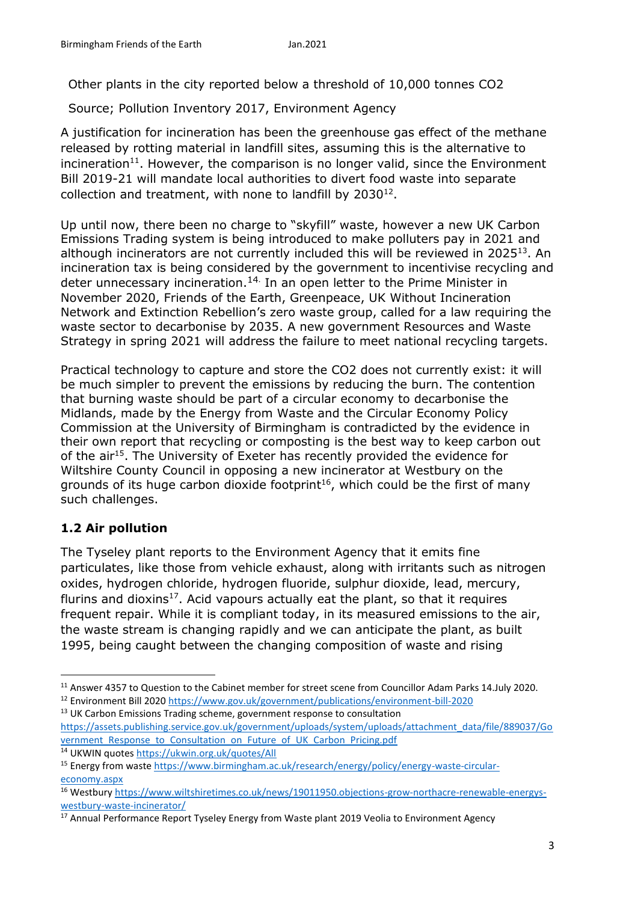Other plants in the city reported below a threshold of 10,000 tonnes $CO_2$

Source; Pollution Inventory 2017, Environment Agency

A justification for incineration has been the greenhouse gas effect of the methane released by rotting material in landfill sites, assuming this is the alternative to incineration[11]. However, the comparison is no longer valid, since the Environment Bill 2019-21 will mandate local authorities to divert food waste into separate collection and treatment, with none to landfill by 2030[12].

Up until now, there been no charge to "skyfill" waste, however a new UK Carbon Emissions Trading system is being introduced to make polluters pay in 2021 and although incinerators are not currently included this will be reviewed in 2025[13]. An incineration tax is being considered by the government to incentivise recycling and deter unnecessary incineration.[14.] In an open letter to the Prime Minister in November 2020, Friends of the Earth, Greenpeace, UK Without Incineration Network and Extinction Rebellion's zero waste group, called for a law requiring the waste sector to decarbonise by 2035. A new government Resources and Waste Strategy in spring 2021 will address the failure to meet national recycling targets.

Practical technology to capture and store the $CO_2$ does not currently exist: it will be much simpler to prevent the emissions by reducing the burn. The contention that burning waste should be part of a circular economy to decarbonise the Midlands, made by the Energy from Waste and the Circular Economy Policy Commission at the University of Birmingham is contradicted by the evidence in their own report that recycling or composting is the best way to keep carbon out of the air[15]. The University of Exeter has recently provided the evidence for Wiltshire County Council in opposing a new incinerator at Westbury on the grounds of its huge carbon dioxide footprint[16], which could be the first of many such challenges.

## 1.2 Air pollution

The Tyseley plant reports to the Environment Agency that it emits fine particulates, like those from vehicle exhaust, along with irritants such as nitrogen oxides, hydrogen chloride, hydrogen fluoride, sulphur dioxide, lead, mercury, flurins and dioxins[17]. Acid vapours actually eat the plant, so that it requires frequent repair. While it is compliant today, in its measured emissions to the air, the waste stream is changing rapidly and we can anticipate the plant, as built 1995, being caught between the changing composition of waste and rising

---

[11] Answer 4357 to Question to the Cabinet member for street scene from Councillor Adam Parks 14.July 2020.

[12] Environment Bill 2020 https://www.gov.uk/government/publications/environment-bill-2020

[13] UK Carbon Emissions Trading scheme, government response to consultation https://assets.publishing.service.gov.uk/government/uploads/system/uploads/attachment_data/file/889037/Government_Response_to_Consultation_on_Future_of_UK_Carbon_Pricing.pdf

[14] UKWIN quotes https://ukwin.org.uk/quotes/All

[15] Energy from waste https://www.birmingham.ac.uk/research/energy/policy/energy-waste-circular-economy.aspx

[16] Westbury https://www.wiltshiretimes.co.uk/news/19011950.objections-grow-northacre-renewable-energys-westbury-waste-incinerator/

[17] Annual Performance Report Tyseley Energy from Waste plant 2019 Veolia to Environment Agency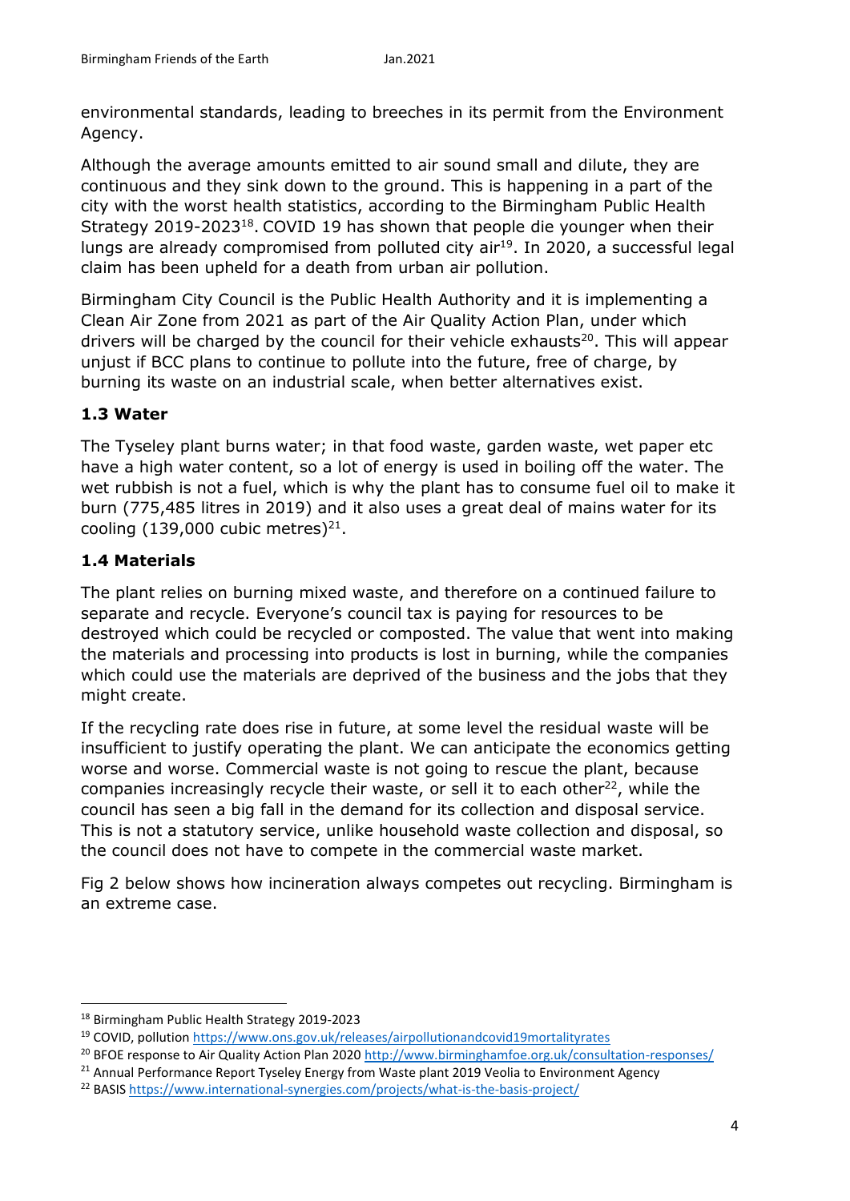environmental standards, leading to breeches in its permit from the Environment Agency.

Although the average amounts emitted to air sound small and dilute, they are continuous and they sink down to the ground. This is happening in a part of the city with the worst health statistics, according to the Birmingham Public Health Strategy 2019-2023[18]. COVID 19 has shown that people die younger when their lungs are already compromised from polluted city air[19]. In 2020, a successful legal claim has been upheld for a death from urban air pollution.

Birmingham City Council is the Public Health Authority and it is implementing a Clean Air Zone from 2021 as part of the Air Quality Action Plan, under which drivers will be charged by the council for their vehicle exhausts[20]. This will appear unjust if BCC plans to continue to pollute into the future, free of charge, by burning its waste on an industrial scale, when better alternatives exist.

### 1.3 Water

The Tyseley plant burns water; in that food waste, garden waste, wet paper etc have a high water content, so a lot of energy is used in boiling off the water. The wet rubbish is not a fuel, which is why the plant has to consume fuel oil to make it burn (775,485 litres in 2019) and it also uses a great deal of mains water for its cooling (139,000 cubic metres)[21].

### 1.4 Materials

The plant relies on burning mixed waste, and therefore on a continued failure to separate and recycle. Everyone's council tax is paying for resources to be destroyed which could be recycled or composted. The value that went into making the materials and processing into products is lost in burning, while the companies which could use the materials are deprived of the business and the jobs that they might create.

If the recycling rate does rise in future, at some level the residual waste will be insufficient to justify operating the plant. We can anticipate the economics getting worse and worse. Commercial waste is not going to rescue the plant, because companies increasingly recycle their waste, or sell it to each other[22], while the council has seen a big fall in the demand for its collection and disposal service. This is not a statutory service, unlike household waste collection and disposal, so the council does not have to compete in the commercial waste market.

Fig 2 below shows how incineration always competes out recycling. Birmingham is an extreme case.

---

[18] Birmingham Public Health Strategy 2019-2023

[19] COVID, pollution https://www.ons.gov.uk/releases/airpollutionandcovid19mortalityrates

[20] BFOE response to Air Quality Action Plan 2020 http://www.birminghamfoe.org.uk/consultation-responses/

[21] Annual Performance Report Tyseley Energy from Waste plant 2019 Veolia to Environment Agency

[22] BASIS https://www.international-synergies.com/projects/what-is-the-basis-project/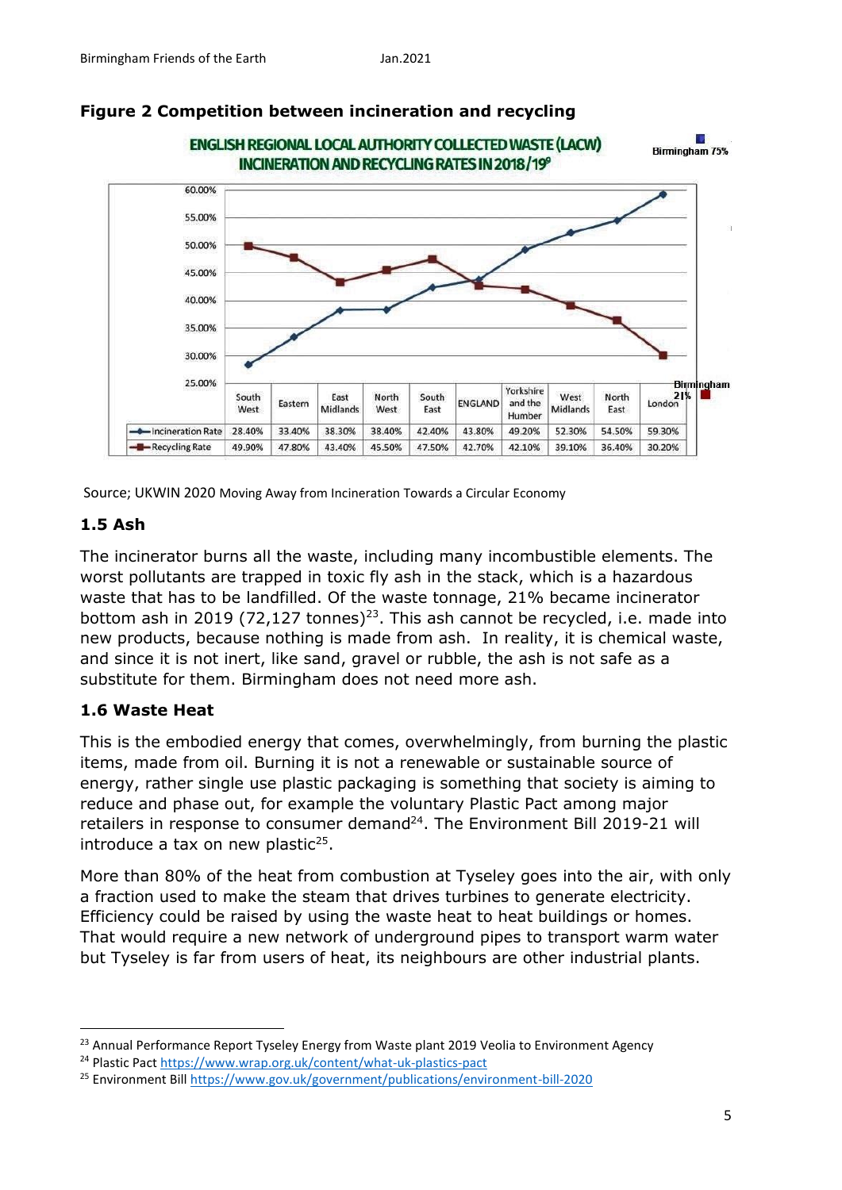**Figure 2 Competition between incineration and recycling**

ENGLISH REGIONAL LOCAL AUTHORITY COLLECTED WASTE (LACW) INCINERATION AND RECYCLING RATES IN 2018/19[9]

| | South West | Eastern | East Midlands | North West | South East | ENGLAND | Yorkshire and the Humber | West Midlands | North East | London |
|---|---|---|---|---|---|---|---|---|---|---|
| Incineration Rate | 28.40% | 33.40% | 38.30% | 38.40% | 42.40% | 43.80% | 49.20% | 52.30% | 54.50% | 59.30% |
| Recycling Rate | 49.90% | 47.80% | 43.40% | 45.50% | 47.50% | 42.70% | 42.10% | 39.10% | 36.40% | 30.20% |

Birmingham 75% (incineration); Birmingham 21% (recycling)

Source; UKWIN 2020 Moving Away from Incineration Towards a Circular Economy

### 1.5 Ash

The incinerator burns all the waste, including many incombustible elements. The worst pollutants are trapped in toxic fly ash in the stack, which is a hazardous waste that has to be landfilled. Of the waste tonnage, 21% became incinerator bottom ash in 2019 (72,127 tonnes)[23]. This ash cannot be recycled, i.e. made into new products, because nothing is made from ash. In reality, it is chemical waste, and since it is not inert, like sand, gravel or rubble, the ash is not safe as a substitute for them. Birmingham does not need more ash.

### 1.6 Waste Heat

This is the embodied energy that comes, overwhelmingly, from burning the plastic items, made from oil. Burning it is not a renewable or sustainable source of energy, rather single use plastic packaging is something that society is aiming to reduce and phase out, for example the voluntary Plastic Pact among major retailers in response to consumer demand[24]. The Environment Bill 2019-21 will introduce a tax on new plastic[25].

More than 80% of the heat from combustion at Tyseley goes into the air, with only a fraction used to make the steam that drives turbines to generate electricity. Efficiency could be raised by using the waste heat to heat buildings or homes. That would require a new network of underground pipes to transport warm water but Tyseley is far from users of heat, its neighbours are other industrial plants.

---

[23] Annual Performance Report Tyseley Energy from Waste plant 2019 Veolia to Environment Agency

[24] Plastic Pact https://www.wrap.org.uk/content/what-uk-plastics-pact

[25] Environment Bill https://www.gov.uk/government/publications/environment-bill-2020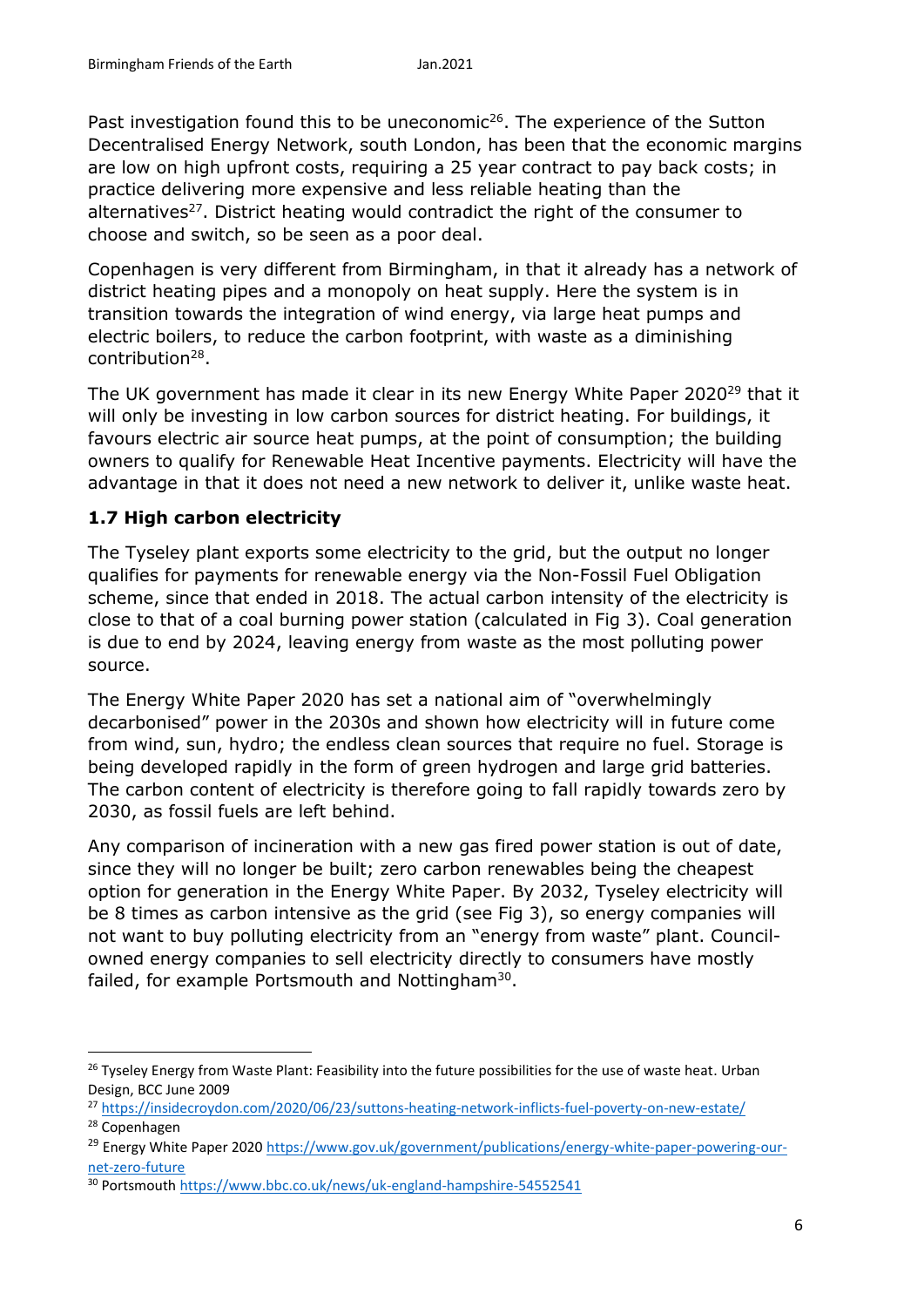Past investigation found this to be uneconomic[26]. The experience of the Sutton Decentralised Energy Network, south London, has been that the economic margins are low on high upfront costs, requiring a 25 year contract to pay back costs; in practice delivering more expensive and less reliable heating than the alternatives[27]. District heating would contradict the right of the consumer to choose and switch, so be seen as a poor deal.

Copenhagen is very different from Birmingham, in that it already has a network of district heating pipes and a monopoly on heat supply. Here the system is in transition towards the integration of wind energy, via large heat pumps and electric boilers, to reduce the carbon footprint, with waste as a diminishing contribution[28].

The UK government has made it clear in its new Energy White Paper 2020[29] that it will only be investing in low carbon sources for district heating. For buildings, it favours electric air source heat pumps, at the point of consumption; the building owners to qualify for Renewable Heat Incentive payments. Electricity will have the advantage in that it does not need a new network to deliver it, unlike waste heat.

### 1.7 High carbon electricity

The Tyseley plant exports some electricity to the grid, but the output no longer qualifies for payments for renewable energy via the Non-Fossil Fuel Obligation scheme, since that ended in 2018. The actual carbon intensity of the electricity is close to that of a coal burning power station (calculated in Fig 3). Coal generation is due to end by 2024, leaving energy from waste as the most polluting power source.

The Energy White Paper 2020 has set a national aim of "overwhelmingly decarbonised" power in the 2030s and shown how electricity will in future come from wind, sun, hydro; the endless clean sources that require no fuel. Storage is being developed rapidly in the form of green hydrogen and large grid batteries. The carbon content of electricity is therefore going to fall rapidly towards zero by 2030, as fossil fuels are left behind.

Any comparison of incineration with a new gas fired power station is out of date, since they will no longer be built; zero carbon renewables being the cheapest option for generation in the Energy White Paper. By 2032, Tyseley electricity will be 8 times as carbon intensive as the grid (see Fig 3), so energy companies will not want to buy polluting electricity from an "energy from waste" plant. Council-owned energy companies to sell electricity directly to consumers have mostly failed, for example Portsmouth and Nottingham[30].

---

[26] Tyseley Energy from Waste Plant: Feasibility into the future possibilities for the use of waste heat. Urban Design, BCC June 2009

[27] https://insidecroydon.com/2020/06/23/suttons-heating-network-inflicts-fuel-poverty-on-new-estate/

[28] Copenhagen

[29] Energy White Paper 2020 https://www.gov.uk/government/publications/energy-white-paper-powering-our-net-zero-future

[30] Portsmouth https://www.bbc.co.uk/news/uk-england-hampshire-54552541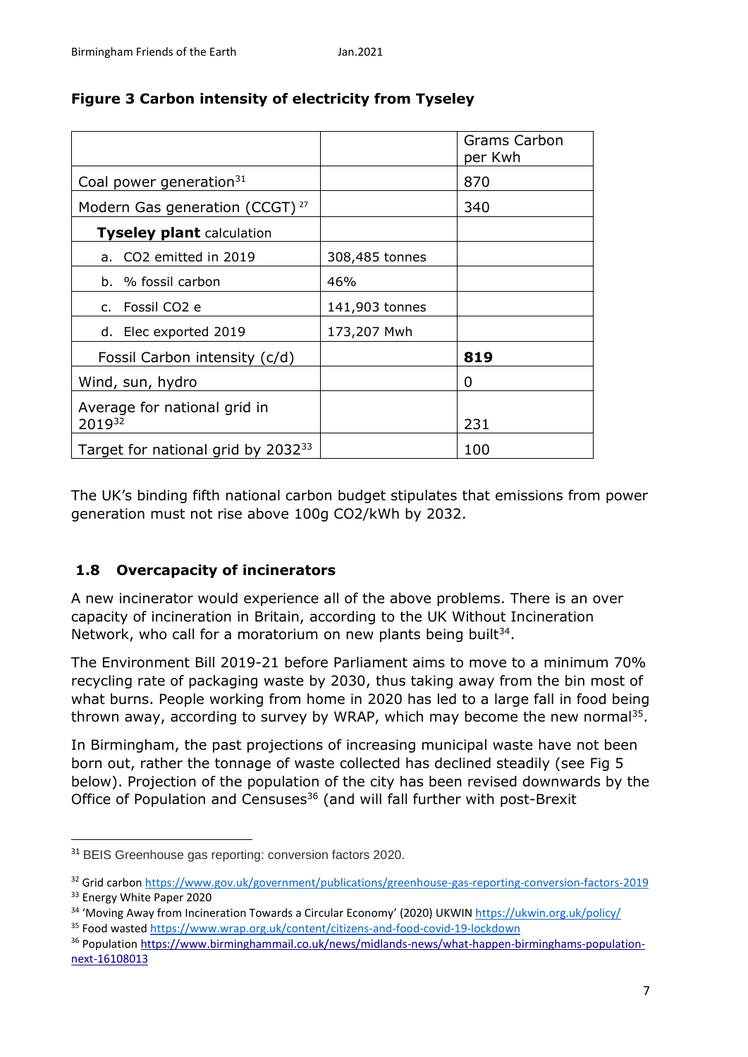**Figure 3 Carbon intensity of electricity from Tyseley**

| | | Grams Carbon per Kwh |
|---|---|---|
| Coal power generation[31] | | 870 |
| Modern Gas generation (CCGT)[27] | | 340 |
| **Tyseley plant** calculation | | |
| a. CO2 emitted in 2019 | 308,485 tonnes | |
| b. % fossil carbon | 46% | |
| c. Fossil CO2 e | 141,903 tonnes | |
| d. Elec exported 2019 | 173,207 Mwh | |
| Fossil Carbon intensity (c/d) | | **819** |
| Wind, sun, hydro | | 0 |
| Average for national grid in 2019[32] | | 231 |
| Target for national grid by 2032[33] | | 100 |

The UK's binding fifth national carbon budget stipulates that emissions from power generation must not rise above 100g CO2/kWh by 2032.

## 1.8 Overcapacity of incinerators

A new incinerator would experience all of the above problems. There is an over capacity of incineration in Britain, according to the UK Without Incineration Network, who call for a moratorium on new plants being built[34].

The Environment Bill 2019-21 before Parliament aims to move to a minimum 70% recycling rate of packaging waste by 2030, thus taking away from the bin most of what burns. People working from home in 2020 has led to a large fall in food being thrown away, according to survey by WRAP, which may become the new normal[35].

In Birmingham, the past projections of increasing municipal waste have not been born out, rather the tonnage of waste collected has declined steadily (see Fig 5 below). Projection of the population of the city has been revised downwards by the Office of Population and Censuses[36] (and will fall further with post-Brexit

---

[31] BEIS Greenhouse gas reporting: conversion factors 2020.

[32] Grid carbon https://www.gov.uk/government/publications/greenhouse-gas-reporting-conversion-factors-2019

[33] Energy White Paper 2020

[34] 'Moving Away from Incineration Towards a Circular Economy' (2020) UKWIN https://ukwin.org.uk/policy/

[35] Food wasted https://www.wrap.org.uk/content/citizens-and-food-covid-19-lockdown

[36] Population https://www.birminghammail.co.uk/news/midlands-news/what-happen-birminghams-population-next-16108013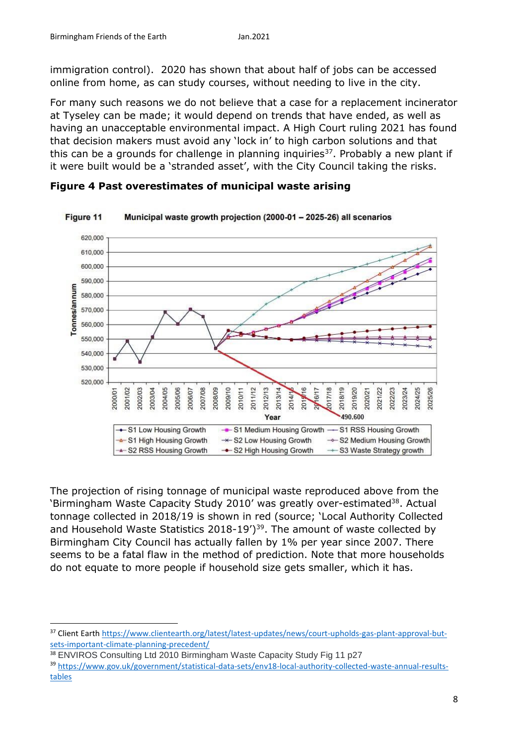immigration control). 2020 has shown that about half of jobs can be accessed online from home, as can study courses, without needing to live in the city.

For many such reasons we do not believe that a case for a replacement incinerator at Tyseley can be made; it would depend on trends that have ended, as well as having an unacceptable environmental impact. A High Court ruling 2021 has found that decision makers must avoid any 'lock in' to high carbon solutions and that this can be a grounds for challenge in planning inquiries[37]. Probably a new plant if it were built would be a 'stranded asset', with the City Council taking the risks.

**Figure 4 Past overestimates of municipal waste arising**

The projection of rising tonnage of municipal waste reproduced above from the 'Birmingham Waste Capacity Study 2010' was greatly over-estimated[38]. Actual tonnage collected in 2018/19 is shown in red (source; 'Local Authority Collected and Household Waste Statistics 2018-19')[39]. The amount of waste collected by Birmingham City Council has actually fallen by 1% per year since 2007. There seems to be a fatal flaw in the method of prediction. Note that more households do not equate to more people if household size gets smaller, which it has.

---

[37] Client Earth https://www.clientearth.org/latest/latest-updates/news/court-upholds-gas-plant-approval-but-sets-important-climate-planning-precedent/

[38] ENVIROS Consulting Ltd 2010 Birmingham Waste Capacity Study Fig 11 p27

[39] https://www.gov.uk/government/statistical-data-sets/env18-local-authority-collected-waste-annual-results-tables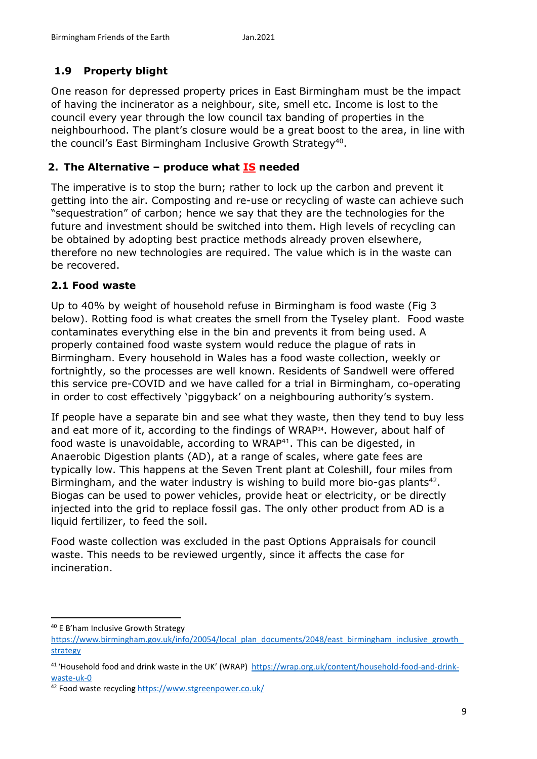## 1.9 Property blight

One reason for depressed property prices in East Birmingham must be the impact of having the incinerator as a neighbour, site, smell etc. Income is lost to the council every year through the low council tax banding of properties in the neighbourhood. The plant's closure would be a great boost to the area, in line with the council's East Birmingham Inclusive Growth Strategy[40].

# 2. The Alternative – produce what **IS** needed

The imperative is to stop the burn; rather to lock up the carbon and prevent it getting into the air. Composting and re-use or recycling of waste can achieve such "sequestration" of carbon; hence we say that they are the technologies for the future and investment should be switched into them. High levels of recycling can be obtained by adopting best practice methods already proven elsewhere, therefore no new technologies are required. The value which is in the waste can be recovered.

## 2.1 Food waste

Up to 40% by weight of household refuse in Birmingham is food waste (Fig 3 below). Rotting food is what creates the smell from the Tyseley plant. Food waste contaminates everything else in the bin and prevents it from being used. A properly contained food waste system would reduce the plague of rats in Birmingham. Every household in Wales has a food waste collection, weekly or fortnightly, so the processes are well known. Residents of Sandwell were offered this service pre-COVID and we have called for a trial in Birmingham, co-operating in order to cost effectively 'piggyback' on a neighbouring authority's system.

If people have a separate bin and see what they waste, then they tend to buy less and eat more of it, according to the findings of WRAP[14]. However, about half of food waste is unavoidable, according to WRAP[41]. This can be digested, in Anaerobic Digestion plants (AD), at a range of scales, where gate fees are typically low. This happens at the Seven Trent plant at Coleshill, four miles from Birmingham, and the water industry is wishing to build more bio-gas plants[42]. Biogas can be used to power vehicles, provide heat or electricity, or be directly injected into the grid to replace fossil gas. The only other product from AD is a liquid fertilizer, to feed the soil.

Food waste collection was excluded in the past Options Appraisals for council waste. This needs to be reviewed urgently, since it affects the case for incineration.

---

[40] E B'ham Inclusive Growth Strategy https://www.birmingham.gov.uk/info/20054/local_plan_documents/2048/east_birmingham_inclusive_growth_strategy

[41] 'Household food and drink waste in the UK' (WRAP) https://wrap.org.uk/content/household-food-and-drink-waste-uk-0

[42] Food waste recycling https://www.stgreenpower.co.uk/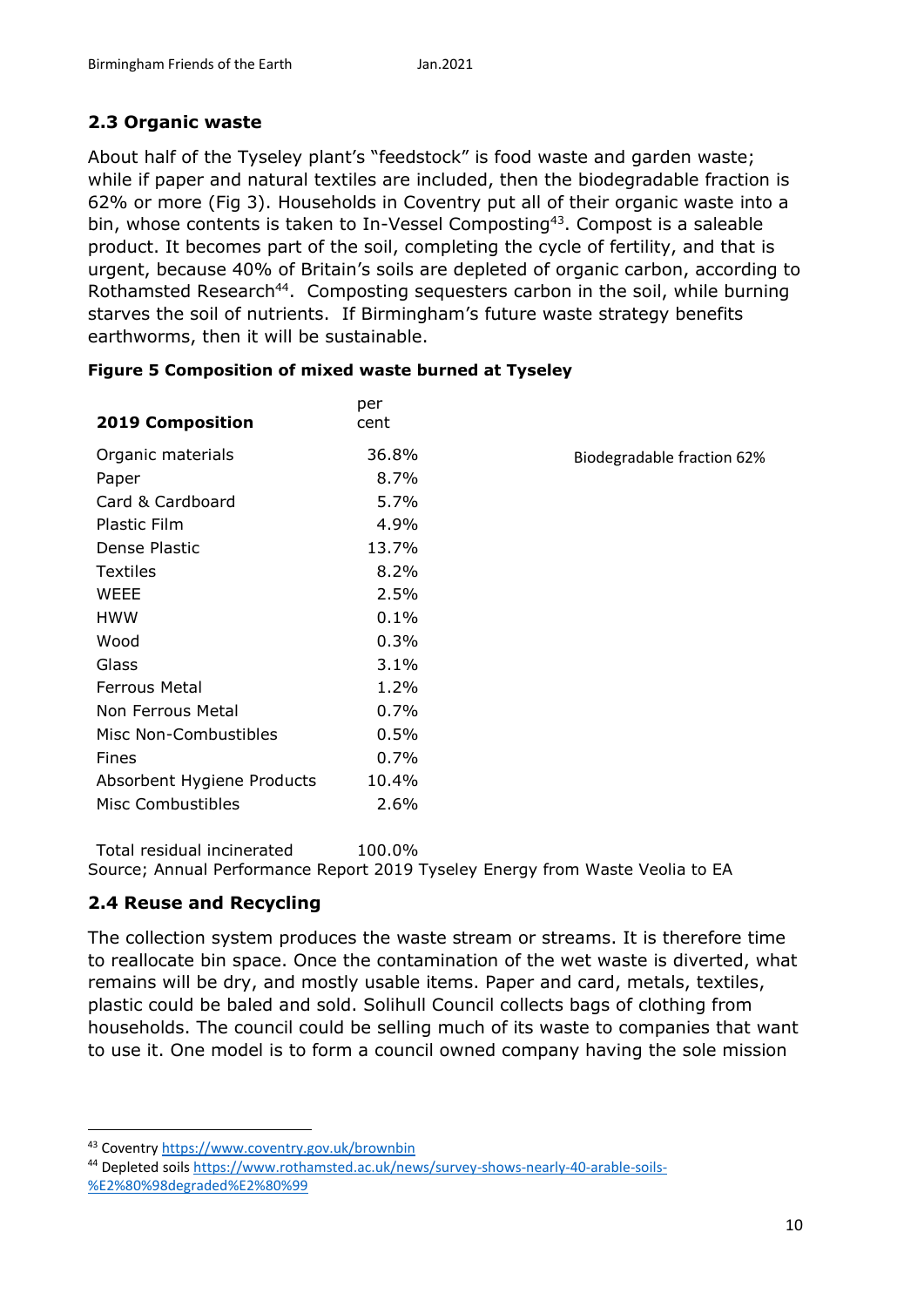## 2.3 Organic waste

About half of the Tyseley plant's "feedstock" is food waste and garden waste; while if paper and natural textiles are included, then the biodegradable fraction is 62% or more (Fig 3). Households in Coventry put all of their organic waste into a bin, whose contents is taken to In-Vessel Composting[43]. Compost is a saleable product. It becomes part of the soil, completing the cycle of fertility, and that is urgent, because 40% of Britain's soils are depleted of organic carbon, according to Rothamsted Research[44]. Composting sequesters carbon in the soil, while burning starves the soil of nutrients. If Birmingham's future waste strategy benefits earthworms, then it will be sustainable.

**Figure 5 Composition of mixed waste burned at Tyseley**

| **2019 Composition** | per cent | |
|---|---|---|
| Organic materials | 36.8% | Biodegradable fraction 62% |
| Paper | 8.7% | |
| Card & Cardboard | 5.7% | |
| Plastic Film | 4.9% | |
| Dense Plastic | 13.7% | |
| Textiles | 8.2% | |
| WEEE | 2.5% | |
| HWW | 0.1% | |
| Wood | 0.3% | |
| Glass | 3.1% | |
| Ferrous Metal | 1.2% | |
| Non Ferrous Metal | 0.7% | |
| Misc Non-Combustibles | 0.5% | |
| Fines | 0.7% | |
| Absorbent Hygiene Products | 10.4% | |
| Misc Combustibles | 2.6% | |
| Total residual incinerated | 100.0% | |

Source; Annual Performance Report 2019 Tyseley Energy from Waste Veolia to EA

## 2.4 Reuse and Recycling

The collection system produces the waste stream or streams. It is therefore time to reallocate bin space. Once the contamination of the wet waste is diverted, what remains will be dry, and mostly usable items. Paper and card, metals, textiles, plastic could be baled and sold. Solihull Council collects bags of clothing from households. The council could be selling much of its waste to companies that want to use it. One model is to form a council owned company having the sole mission

---

[43] Coventry https://www.coventry.gov.uk/brownbin

[44] Depleted soils https://www.rothamsted.ac.uk/news/survey-shows-nearly-40-arable-soils-%E2%80%98degraded%E2%80%99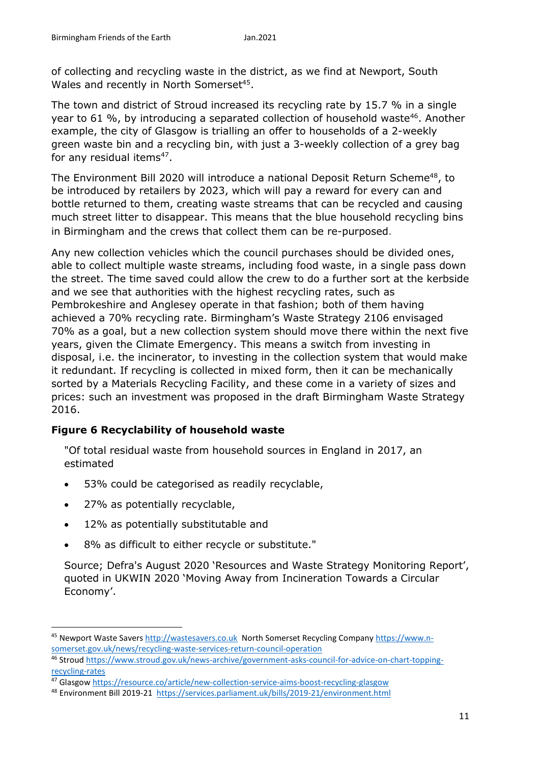of collecting and recycling waste in the district, as we find at Newport, South Wales and recently in North Somerset[45].

The town and district of Stroud increased its recycling rate by 15.7 % in a single year to 61 %, by introducing a separated collection of household waste[46]. Another example, the city of Glasgow is trialling an offer to households of a 2-weekly green waste bin and a recycling bin, with just a 3-weekly collection of a grey bag for any residual items[47].

The Environment Bill 2020 will introduce a national Deposit Return Scheme[48], to be introduced by retailers by 2023, which will pay a reward for every can and bottle returned to them, creating waste streams that can be recycled and causing much street litter to disappear. This means that the blue household recycling bins in Birmingham and the crews that collect them can be re-purposed.

Any new collection vehicles which the council purchases should be divided ones, able to collect multiple waste streams, including food waste, in a single pass down the street. The time saved could allow the crew to do a further sort at the kerbside and we see that authorities with the highest recycling rates, such as Pembrokeshire and Anglesey operate in that fashion; both of them having achieved a 70% recycling rate. Birmingham's Waste Strategy 2106 envisaged 70% as a goal, but a new collection system should move there within the next five years, given the Climate Emergency. This means a switch from investing in disposal, i.e. the incinerator, to investing in the collection system that would make it redundant. If recycling is collected in mixed form, then it can be mechanically sorted by a Materials Recycling Facility, and these come in a variety of sizes and prices: such an investment was proposed in the draft Birmingham Waste Strategy 2016.

**Figure 6 Recyclability of household waste**

> "Of total residual waste from household sources in England in 2017, an estimated
>
> - 53% could be categorised as readily recyclable,
> - 27% as potentially recyclable,
> - 12% as potentially substitutable and
> - 8% as difficult to either recycle or substitute."
>
> Source; Defra's August 2020 'Resources and Waste Strategy Monitoring Report', quoted in UKWIN 2020 'Moving Away from Incineration Towards a Circular Economy'.

---

[45] Newport Waste Savers http://wastesavers.co.uk North Somerset Recycling Company https://www.n-somerset.gov.uk/news/recycling-waste-services-return-council-operation

[46] Stroud https://www.stroud.gov.uk/news-archive/government-asks-council-for-advice-on-chart-topping-recycling-rates

[47] Glasgow https://resource.co/article/new-collection-service-aims-boost-recycling-glasgow

[48] Environment Bill 2019-21 https://services.parliament.uk/bills/2019-21/environment.html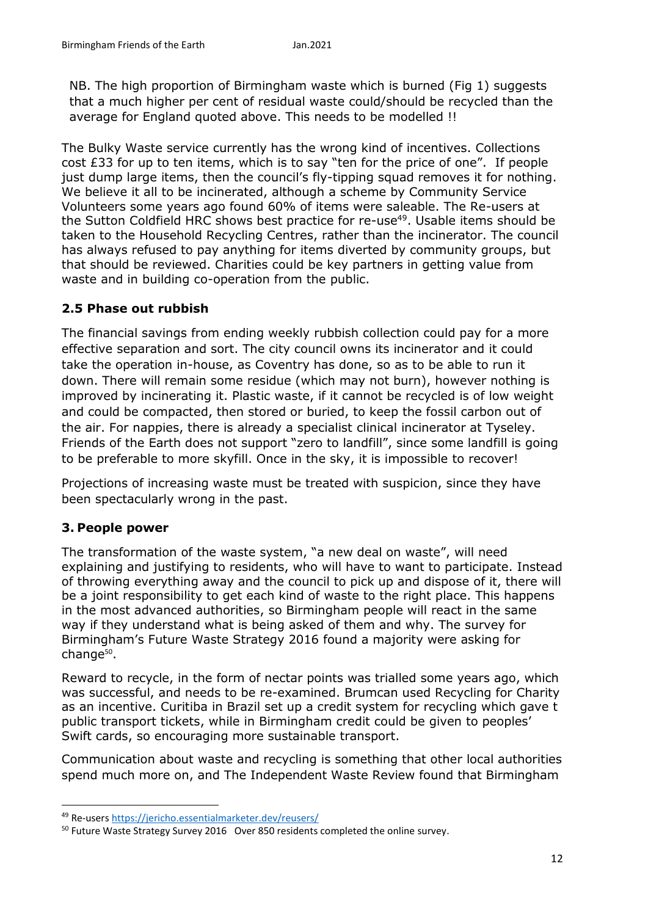NB. The high proportion of Birmingham waste which is burned (Fig 1) suggests that a much higher per cent of residual waste could/should be recycled than the average for England quoted above. This needs to be modelled !!

The Bulky Waste service currently has the wrong kind of incentives. Collections cost £33 for up to ten items, which is to say "ten for the price of one". If people just dump large items, then the council's fly-tipping squad removes it for nothing. We believe it all to be incinerated, although a scheme by Community Service Volunteers some years ago found 60% of items were saleable. The Re-users at the Sutton Coldfield HRC shows best practice for re-use[49]. Usable items should be taken to the Household Recycling Centres, rather than the incinerator. The council has always refused to pay anything for items diverted by community groups, but that should be reviewed. Charities could be key partners in getting value from waste and in building co-operation from the public.

### 2.5 Phase out rubbish

The financial savings from ending weekly rubbish collection could pay for a more effective separation and sort. The city council owns its incinerator and it could take the operation in-house, as Coventry has done, so as to be able to run it down. There will remain some residue (which may not burn), however nothing is improved by incinerating it. Plastic waste, if it cannot be recycled is of low weight and could be compacted, then stored or buried, to keep the fossil carbon out of the air. For nappies, there is already a specialist clinical incinerator at Tyseley. Friends of the Earth does not support "zero to landfill", since some landfill is going to be preferable to more skyfill. Once in the sky, it is impossible to recover!

Projections of increasing waste must be treated with suspicion, since they have been spectacularly wrong in the past.

## 3. People power

The transformation of the waste system, "a new deal on waste", will need explaining and justifying to residents, who will have to want to participate. Instead of throwing everything away and the council to pick up and dispose of it, there will be a joint responsibility to get each kind of waste to the right place. This happens in the most advanced authorities, so Birmingham people will react in the same way if they understand what is being asked of them and why. The survey for Birmingham's Future Waste Strategy 2016 found a majority were asking for change[50].

Reward to recycle, in the form of nectar points was trialled some years ago, which was successful, and needs to be re-examined. Brumcan used Recycling for Charity as an incentive. Curitiba in Brazil set up a credit system for recycling which gave t public transport tickets, while in Birmingham credit could be given to peoples' Swift cards, so encouraging more sustainable transport.

Communication about waste and recycling is something that other local authorities spend much more on, and The Independent Waste Review found that Birmingham

---

[49] Re-users https://jericho.essentialmarketer.dev/reusers/

[50] Future Waste Strategy Survey 2016 Over 850 residents completed the online survey.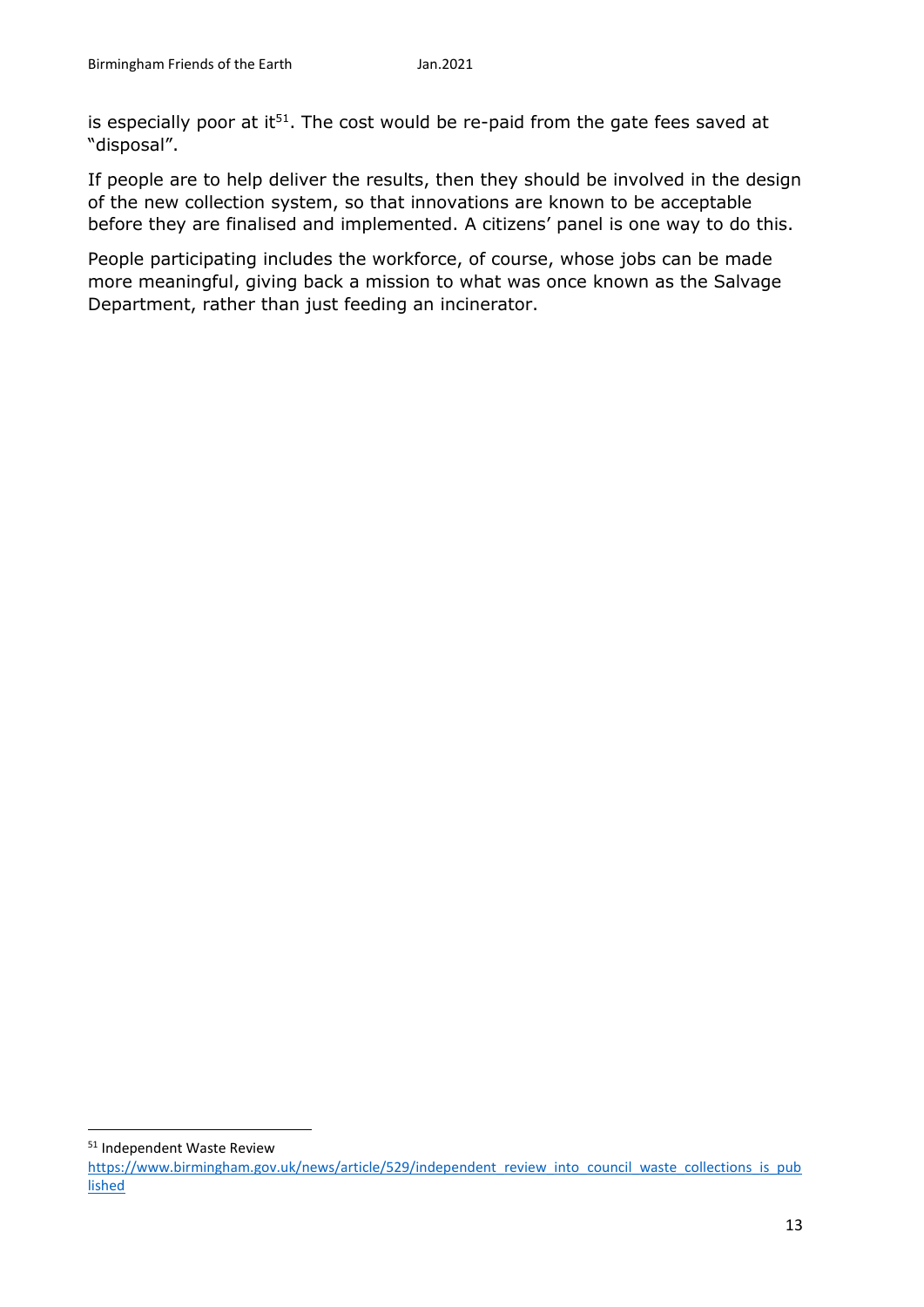is especially poor at it[51]. The cost would be re-paid from the gate fees saved at "disposal".

If people are to help deliver the results, then they should be involved in the design of the new collection system, so that innovations are known to be acceptable before they are finalised and implemented. A citizens' panel is one way to do this.

People participating includes the workforce, of course, whose jobs can be made more meaningful, giving back a mission to what was once known as the Salvage Department, rather than just feeding an incinerator.

---

[51] Independent Waste Review https://www.birmingham.gov.uk/news/article/529/independent_review_into_council_waste_collections_is_published